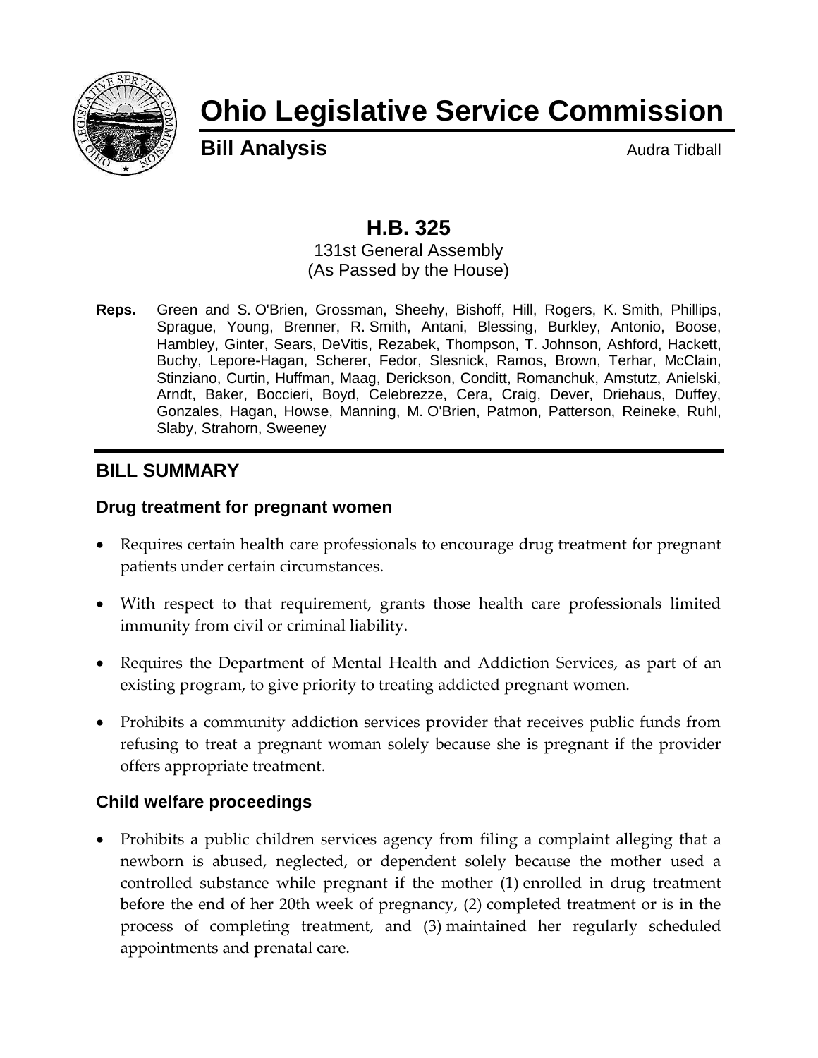# Ohio Legislative Service Commission

**Bill Analysis** Audra Tidball

## H.B. 325

131st General Assembly
(As Passed by the House)

**Reps.** Green and S. O'Brien, Grossman, Sheehy, Bishoff, Hill, Rogers, K. Smith, Phillips, Sprague, Young, Brenner, R. Smith, Antani, Blessing, Burkley, Antonio, Boose, Hambley, Ginter, Sears, DeVitis, Rezabek, Thompson, T. Johnson, Ashford, Hackett, Buchy, Lepore-Hagan, Scherer, Fedor, Slesnick, Ramos, Brown, Terhar, McClain, Stinziano, Curtin, Huffman, Maag, Derickson, Conditt, Romanchuk, Amstutz, Anielski, Arndt, Baker, Boccieri, Boyd, Celebrezze, Cera, Craig, Dever, Driehaus, Duffey, Gonzales, Hagan, Howse, Manning, M. O'Brien, Patmon, Patterson, Reineke, Ruhl, Slaby, Strahorn, Sweeney

## BILL SUMMARY

### Drug treatment for pregnant women

- Requires certain health care professionals to encourage drug treatment for pregnant patients under certain circumstances.
- With respect to that requirement, grants those health care professionals limited immunity from civil or criminal liability.
- Requires the Department of Mental Health and Addiction Services, as part of an existing program, to give priority to treating addicted pregnant women.
- Prohibits a community addiction services provider that receives public funds from refusing to treat a pregnant woman solely because she is pregnant if the provider offers appropriate treatment.

### Child welfare proceedings

- Prohibits a public children services agency from filing a complaint alleging that a newborn is abused, neglected, or dependent solely because the mother used a controlled substance while pregnant if the mother (1) enrolled in drug treatment before the end of her 20th week of pregnancy, (2) completed treatment or is in the process of completing treatment, and (3) maintained her regularly scheduled appointments and prenatal care.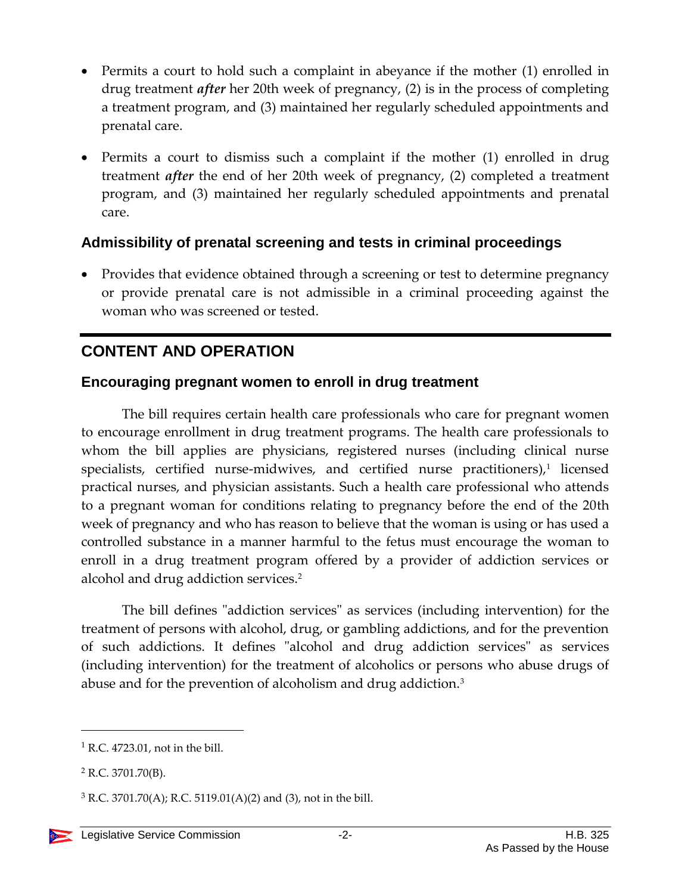- Permits a court to hold such a complaint in abeyance if the mother (1) enrolled in drug treatment ***after*** her 20th week of pregnancy, (2) is in the process of completing a treatment program, and (3) maintained her regularly scheduled appointments and prenatal care.

- Permits a court to dismiss such a complaint if the mother (1) enrolled in drug treatment ***after*** the end of her 20th week of pregnancy, (2) completed a treatment program, and (3) maintained her regularly scheduled appointments and prenatal care.

### Admissibility of prenatal screening and tests in criminal proceedings

- Provides that evidence obtained through a screening or test to determine pregnancy or provide prenatal care is not admissible in a criminal proceeding against the woman who was screened or tested.

## CONTENT AND OPERATION

### Encouraging pregnant women to enroll in drug treatment

The bill requires certain health care professionals who care for pregnant women to encourage enrollment in drug treatment programs. The health care professionals to whom the bill applies are physicians, registered nurses (including clinical nurse specialists, certified nurse-midwives, and certified nurse practitioners),[1] licensed practical nurses, and physician assistants. Such a health care professional who attends to a pregnant woman for conditions relating to pregnancy before the end of the 20th week of pregnancy and who has reason to believe that the woman is using or has used a controlled substance in a manner harmful to the fetus must encourage the woman to enroll in a drug treatment program offered by a provider of addiction services or alcohol and drug addiction services.[2]

The bill defines "addiction services" as services (including intervention) for the treatment of persons with alcohol, drug, or gambling addictions, and for the prevention of such addictions. It defines "alcohol and drug addiction services" as services (including intervention) for the treatment of alcoholics or persons who abuse drugs of abuse and for the prevention of alcoholism and drug addiction.[3]

---

[1] R.C. 4723.01, not in the bill.

[2] R.C. 3701.70(B).

[3] R.C. 3701.70(A); R.C. 5119.01(A)(2) and (3), not in the bill.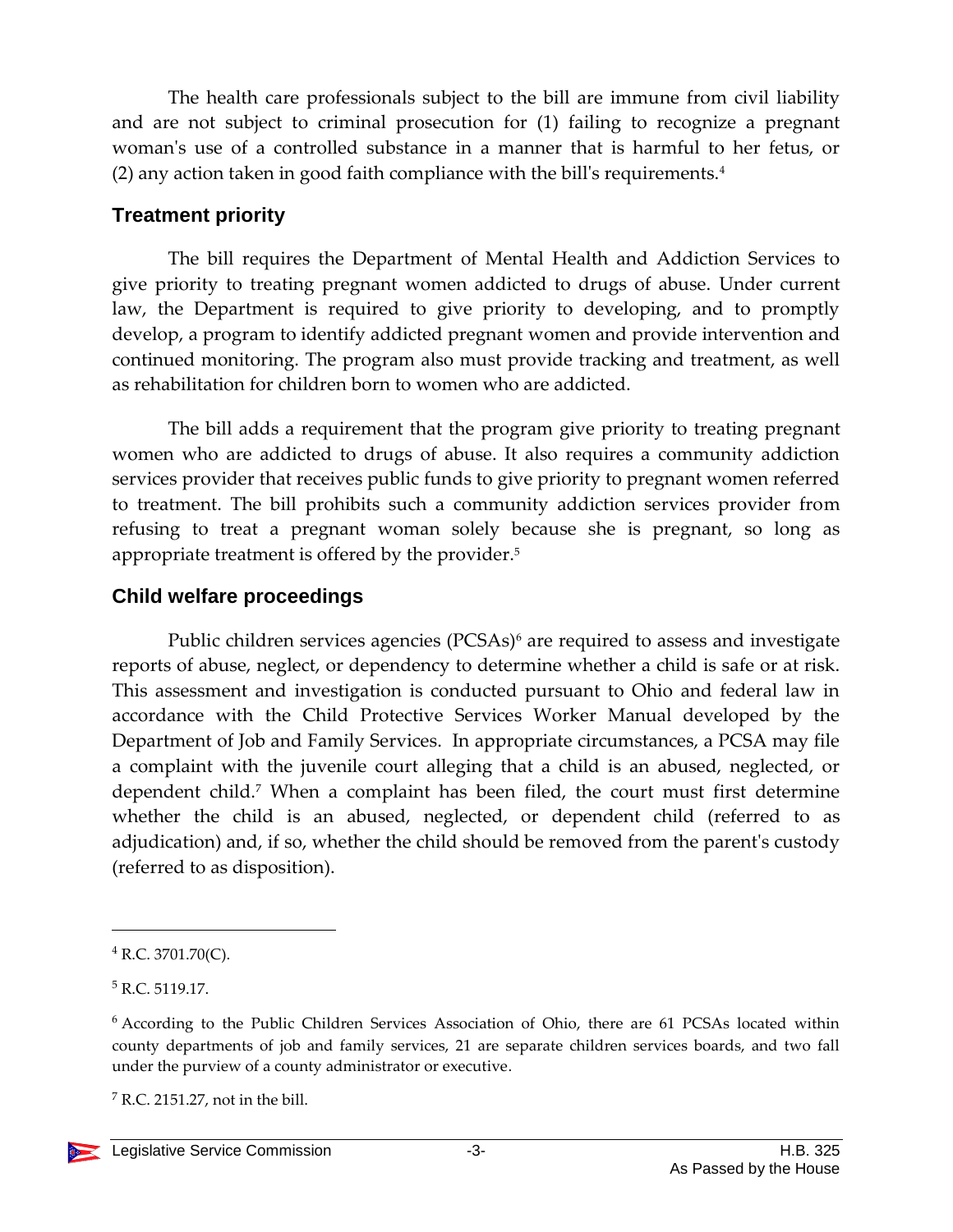The health care professionals subject to the bill are immune from civil liability and are not subject to criminal prosecution for (1) failing to recognize a pregnant woman's use of a controlled substance in a manner that is harmful to her fetus, or (2) any action taken in good faith compliance with the bill's requirements.[4]

## Treatment priority

The bill requires the Department of Mental Health and Addiction Services to give priority to treating pregnant women addicted to drugs of abuse. Under current law, the Department is required to give priority to developing, and to promptly develop, a program to identify addicted pregnant women and provide intervention and continued monitoring. The program also must provide tracking and treatment, as well as rehabilitation for children born to women who are addicted.

The bill adds a requirement that the program give priority to treating pregnant women who are addicted to drugs of abuse. It also requires a community addiction services provider that receives public funds to give priority to pregnant women referred to treatment. The bill prohibits such a community addiction services provider from refusing to treat a pregnant woman solely because she is pregnant, so long as appropriate treatment is offered by the provider.[5]

## Child welfare proceedings

Public children services agencies (PCSAs)[6] are required to assess and investigate reports of abuse, neglect, or dependency to determine whether a child is safe or at risk. This assessment and investigation is conducted pursuant to Ohio and federal law in accordance with the Child Protective Services Worker Manual developed by the Department of Job and Family Services. In appropriate circumstances, a PCSA may file a complaint with the juvenile court alleging that a child is an abused, neglected, or dependent child.[7] When a complaint has been filed, the court must first determine whether the child is an abused, neglected, or dependent child (referred to as adjudication) and, if so, whether the child should be removed from the parent's custody (referred to as disposition).

---

[4] R.C. 3701.70(C).

[5] R.C. 5119.17.

[6] According to the Public Children Services Association of Ohio, there are 61 PCSAs located within county departments of job and family services, 21 are separate children services boards, and two fall under the purview of a county administrator or executive.

[7] R.C. 2151.27, not in the bill.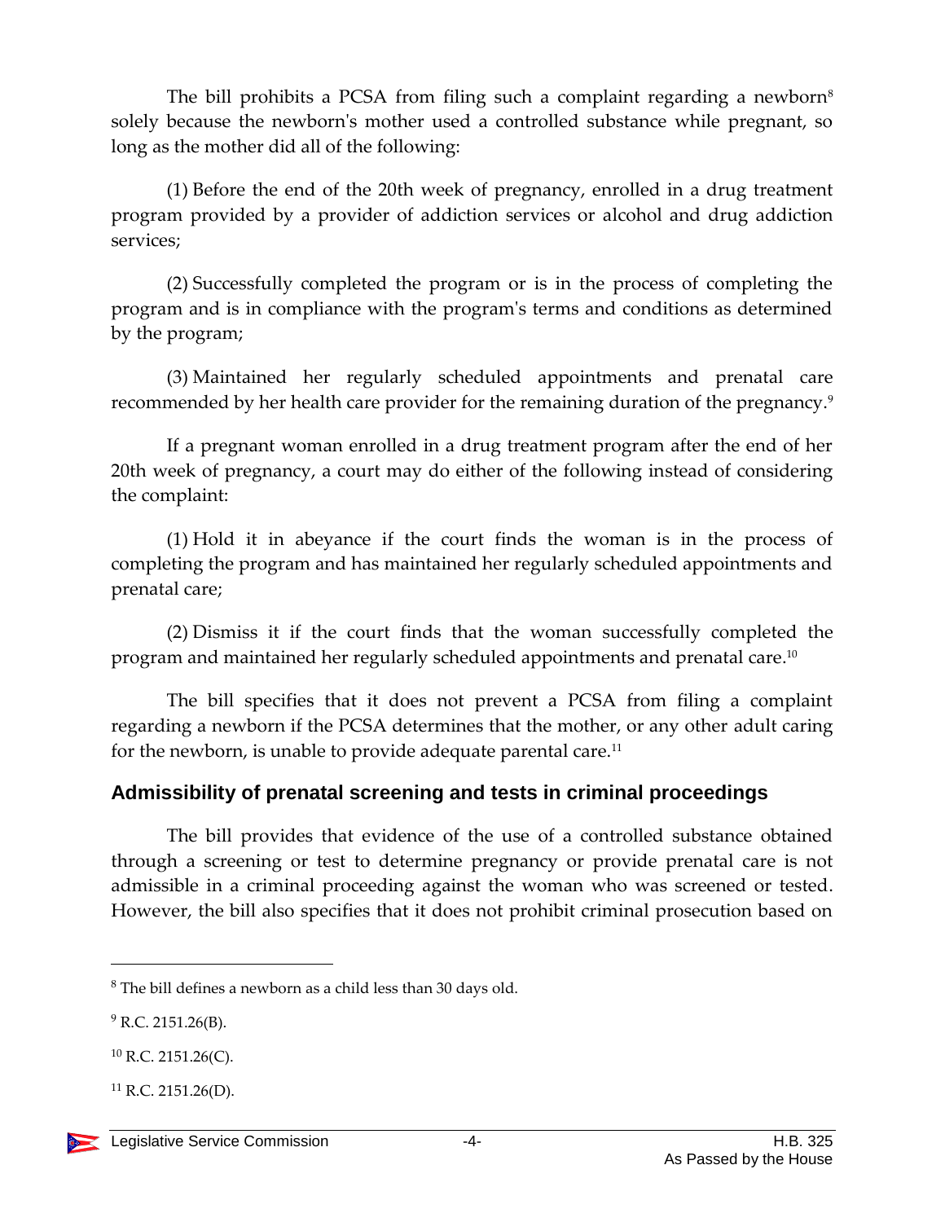The bill prohibits a PCSA from filing such a complaint regarding a newborn[8] solely because the newborn's mother used a controlled substance while pregnant, so long as the mother did all of the following:

(1) Before the end of the 20th week of pregnancy, enrolled in a drug treatment program provided by a provider of addiction services or alcohol and drug addiction services;

(2) Successfully completed the program or is in the process of completing the program and is in compliance with the program's terms and conditions as determined by the program;

(3) Maintained her regularly scheduled appointments and prenatal care recommended by her health care provider for the remaining duration of the pregnancy.[9]

If a pregnant woman enrolled in a drug treatment program after the end of her 20th week of pregnancy, a court may do either of the following instead of considering the complaint:

(1) Hold it in abeyance if the court finds the woman is in the process of completing the program and has maintained her regularly scheduled appointments and prenatal care;

(2) Dismiss it if the court finds that the woman successfully completed the program and maintained her regularly scheduled appointments and prenatal care.[10]

The bill specifies that it does not prevent a PCSA from filing a complaint regarding a newborn if the PCSA determines that the mother, or any other adult caring for the newborn, is unable to provide adequate parental care.[11]

### Admissibility of prenatal screening and tests in criminal proceedings

The bill provides that evidence of the use of a controlled substance obtained through a screening or test to determine pregnancy or provide prenatal care is not admissible in a criminal proceeding against the woman who was screened or tested. However, the bill also specifies that it does not prohibit criminal prosecution based on

---

[8] The bill defines a newborn as a child less than 30 days old.

[9] R.C. 2151.26(B).

[10] R.C. 2151.26(C).

[11] R.C. 2151.26(D).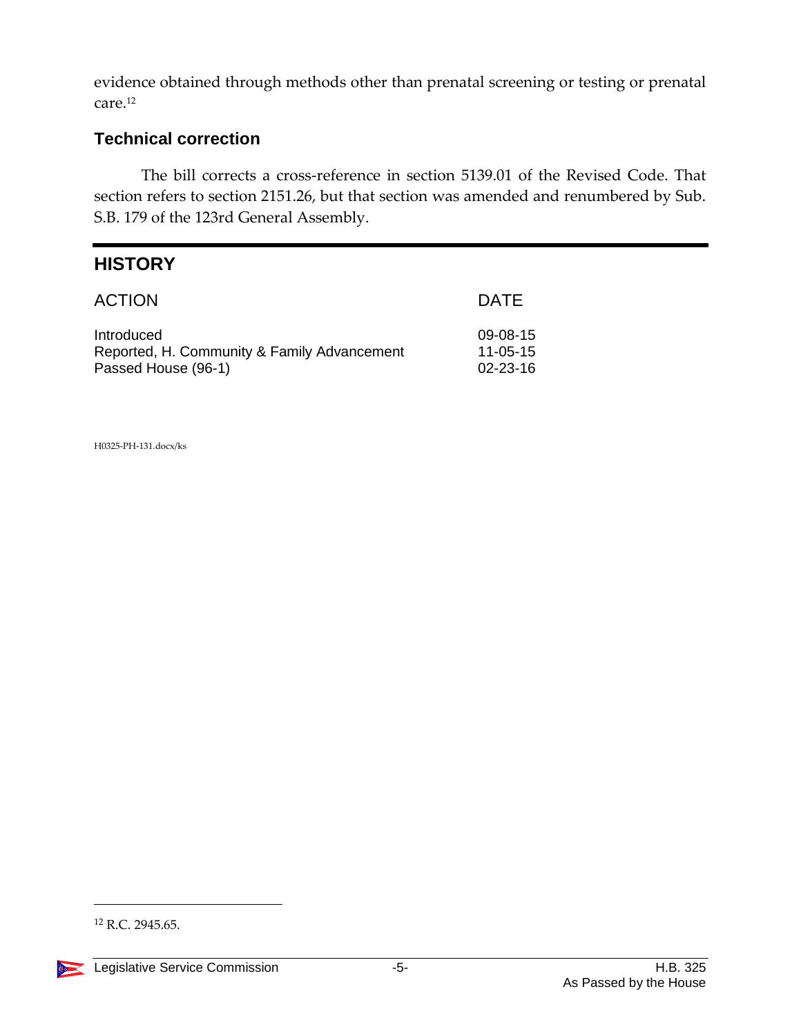evidence obtained through methods other than prenatal screening or testing or prenatal care.[12]

### Technical correction

The bill corrects a cross-reference in section 5139.01 of the Revised Code. That section refers to section 2151.26, but that section was amended and renumbered by Sub. S.B. 179 of the 123rd General Assembly.

## HISTORY

| ACTION | DATE |
| --- | --- |
| Introduced | 09-08-15 |
| Reported, H. Community & Family Advancement | 11-05-15 |
| Passed House (96-1) | 02-23-16 |

H0325-PH-131.docx/ks

---

[12] R.C. 2945.65.